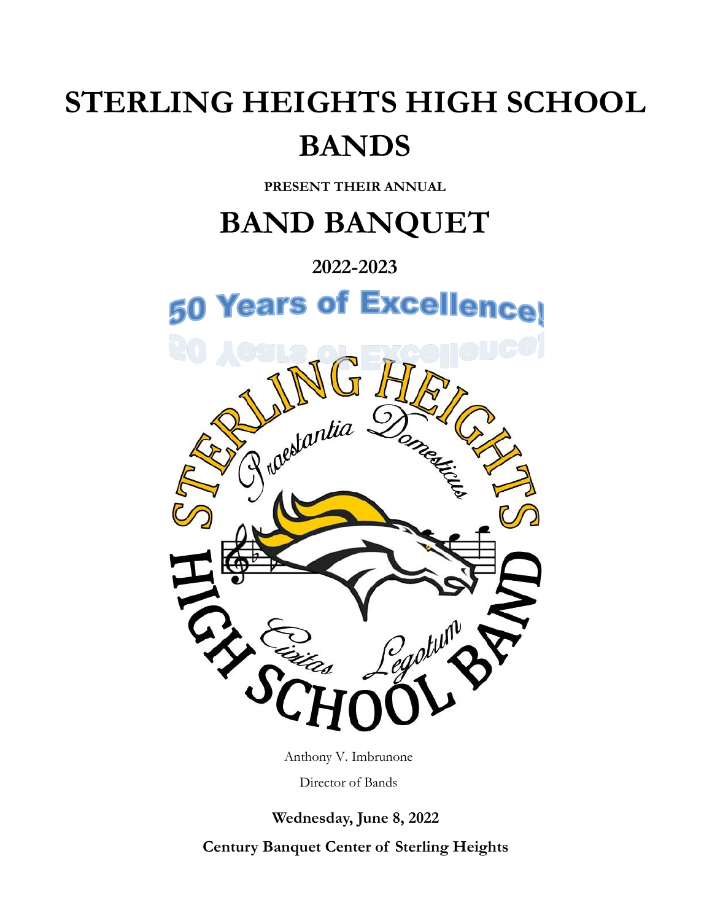# STERLING HEIGHTS HIGH SCHOOL BANDS

**PRESENT THEIR ANNUAL**

# BAND BANQUET

## 2022-2023

50 Years of Excellence!

Anthony V. Imbrunone

Director of Bands

**Wednesday, June 8, 2022**

**Century Banquet Center of Sterling Heights**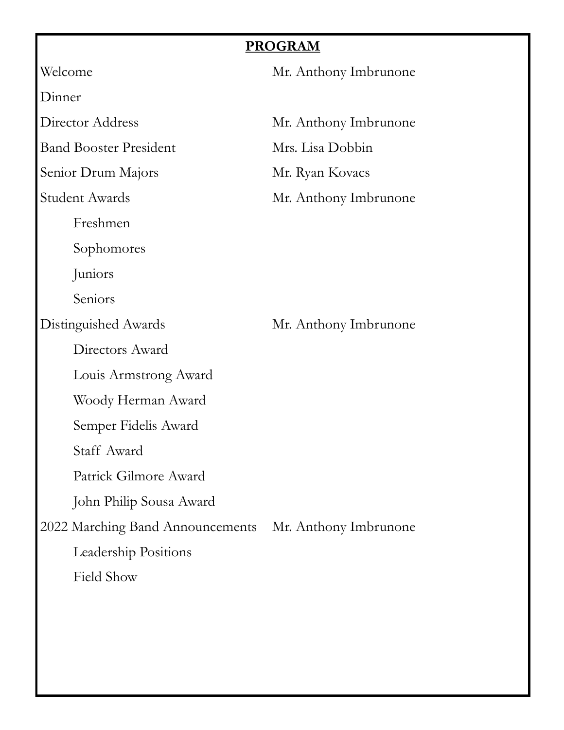## PROGRAM

| | |
|---|---|
| Welcome | Mr. Anthony Imbrunone |
| Dinner | |
| Director Address | Mr. Anthony Imbrunone |
| Band Booster President | Mrs. Lisa Dobbin |
| Senior Drum Majors | Mr. Ryan Kovacs |
| Student Awards | Mr. Anthony Imbrunone |
| Freshmen | |
| Sophomores | |
| Juniors | |
| Seniors | |
| Distinguished Awards | Mr. Anthony Imbrunone |
| Directors Award | |
| Louis Armstrong Award | |
| Woody Herman Award | |
| Semper Fidelis Award | |
| Staff Award | |
| Patrick Gilmore Award | |
| John Philip Sousa Award | |
| 2022 Marching Band Announcements | Mr. Anthony Imbrunone |
| Leadership Positions | |
| Field Show | |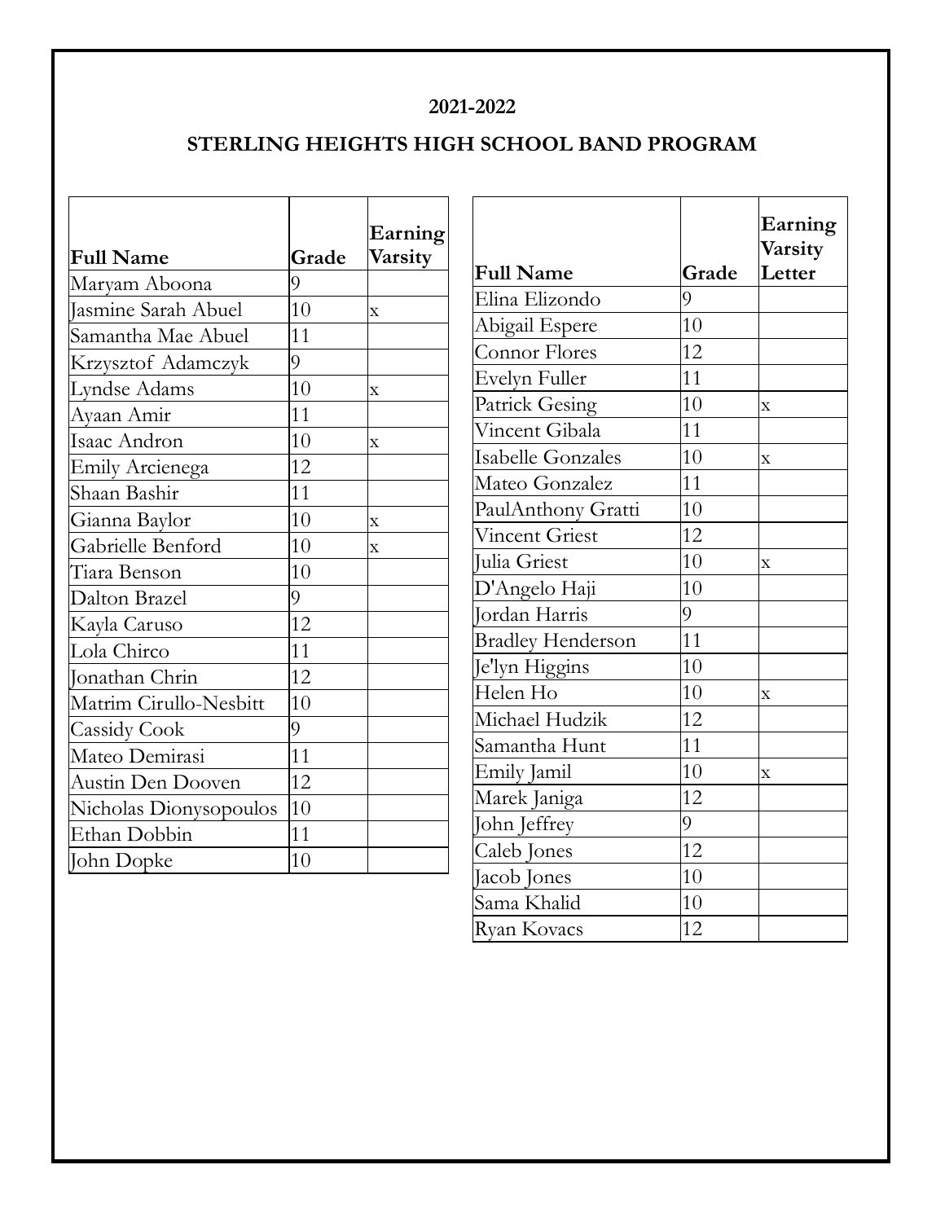**2021-2022**

**STERLING HEIGHTS HIGH SCHOOL BAND PROGRAM**

| Full Name | Grade | Earning Varsity |
|---|---|---|
| Maryam Aboona | 9 | |
| Jasmine Sarah Abuel | 10 | x |
| Samantha Mae Abuel | 11 | |
| Krzysztof Adamczyk | 9 | |
| Lyndse Adams | 10 | x |
| Ayaan Amir | 11 | |
| Isaac Andron | 10 | x |
| Emily Arcienega | 12 | |
| Shaan Bashir | 11 | |
| Gianna Baylor | 10 | x |
| Gabrielle Benford | 10 | x |
| Tiara Benson | 10 | |
| Dalton Brazel | 9 | |
| Kayla Caruso | 12 | |
| Lola Chirco | 11 | |
| Jonathan Chrin | 12 | |
| Matrim Cirullo-Nesbitt | 10 | |
| Cassidy Cook | 9 | |
| Mateo Demirasi | 11 | |
| Austin Den Dooven | 12 | |
| Nicholas Dionysopoulos | 10 | |
| Ethan Dobbin | 11 | |
| John Dopke | 10 | |

| Full Name | Grade | Earning Varsity Letter |
|---|---|---|
| Elina Elizondo | 9 | |
| Abigail Espere | 10 | |
| Connor Flores | 12 | |
| Evelyn Fuller | 11 | |
| Patrick Gesing | 10 | x |
| Vincent Gibala | 11 | |
| Isabelle Gonzales | 10 | x |
| Mateo Gonzalez | 11 | |
| PaulAnthony Gratti | 10 | |
| Vincent Griest | 12 | |
| Julia Griest | 10 | x |
| D'Angelo Haji | 10 | |
| Jordan Harris | 9 | |
| Bradley Henderson | 11 | |
| Je'lyn Higgins | 10 | |
| Helen Ho | 10 | x |
| Michael Hudzik | 12 | |
| Samantha Hunt | 11 | |
| Emily Jamil | 10 | x |
| Marek Janiga | 12 | |
| John Jeffrey | 9 | |
| Caleb Jones | 12 | |
| Jacob Jones | 10 | |
| Sama Khalid | 10 | |
| Ryan Kovacs | 12 | |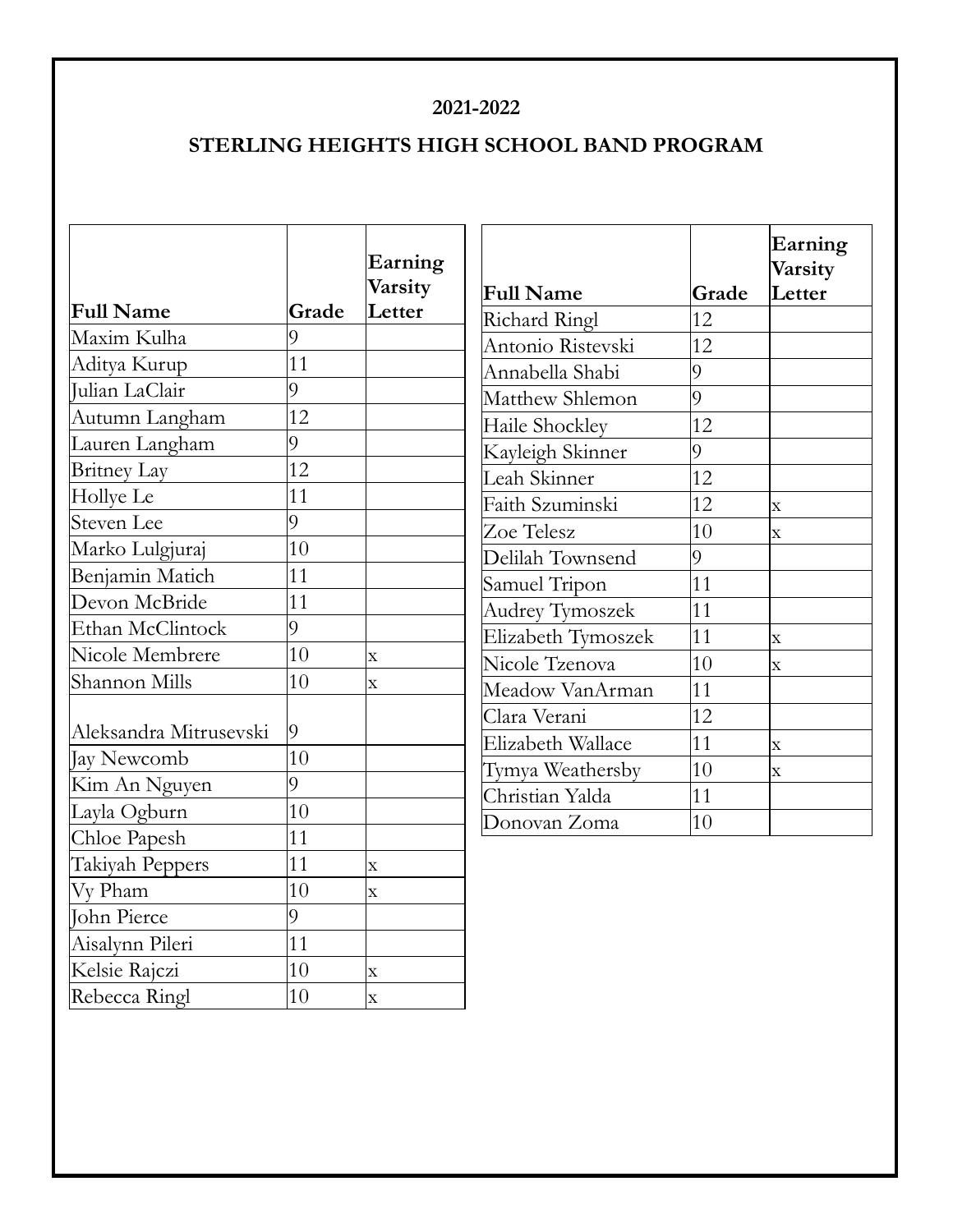**2021-2022**

**STERLING HEIGHTS HIGH SCHOOL BAND PROGRAM**

| Full Name | Grade | Earning Varsity Letter |
|---|---|---|
| Maxim Kulha | 9 | |
| Aditya Kurup | 11 | |
| Julian LaClair | 9 | |
| Autumn Langham | 12 | |
| Lauren Langham | 9 | |
| Britney Lay | 12 | |
| Hollye Le | 11 | |
| Steven Lee | 9 | |
| Marko Lulgjuraj | 10 | |
| Benjamin Matich | 11 | |
| Devon McBride | 11 | |
| Ethan McClintock | 9 | |
| Nicole Membrere | 10 | x |
| Shannon Mills | 10 | x |
| Aleksandra Mitrusevski | 9 | |
| Jay Newcomb | 10 | |
| Kim An Nguyen | 9 | |
| Layla Ogburn | 10 | |
| Chloe Papesh | 11 | |
| Takiyah Peppers | 11 | x |
| Vy Pham | 10 | x |
| John Pierce | 9 | |
| Aisalynn Pileri | 11 | |
| Kelsie Rajczi | 10 | x |
| Rebecca Ringl | 10 | x |
| Richard Ringl | 12 | |
| Antonio Ristevski | 12 | |
| Annabella Shabi | 9 | |
| Matthew Shlemon | 9 | |
| Haile Shockley | 12 | |
| Kayleigh Skinner | 9 | |
| Leah Skinner | 12 | |
| Faith Szuminski | 12 | x |
| Zoe Telesz | 10 | x |
| Delilah Townsend | 9 | |
| Samuel Tripon | 11 | |
| Audrey Tymoszek | 11 | |
| Elizabeth Tymoszek | 11 | x |
| Nicole Tzenova | 10 | x |
| Meadow VanArman | 11 | |
| Clara Verani | 12 | |
| Elizabeth Wallace | 11 | x |
| Tymya Weathersby | 10 | x |
| Christian Yalda | 11 | |
| Donovan Zoma | 10 | |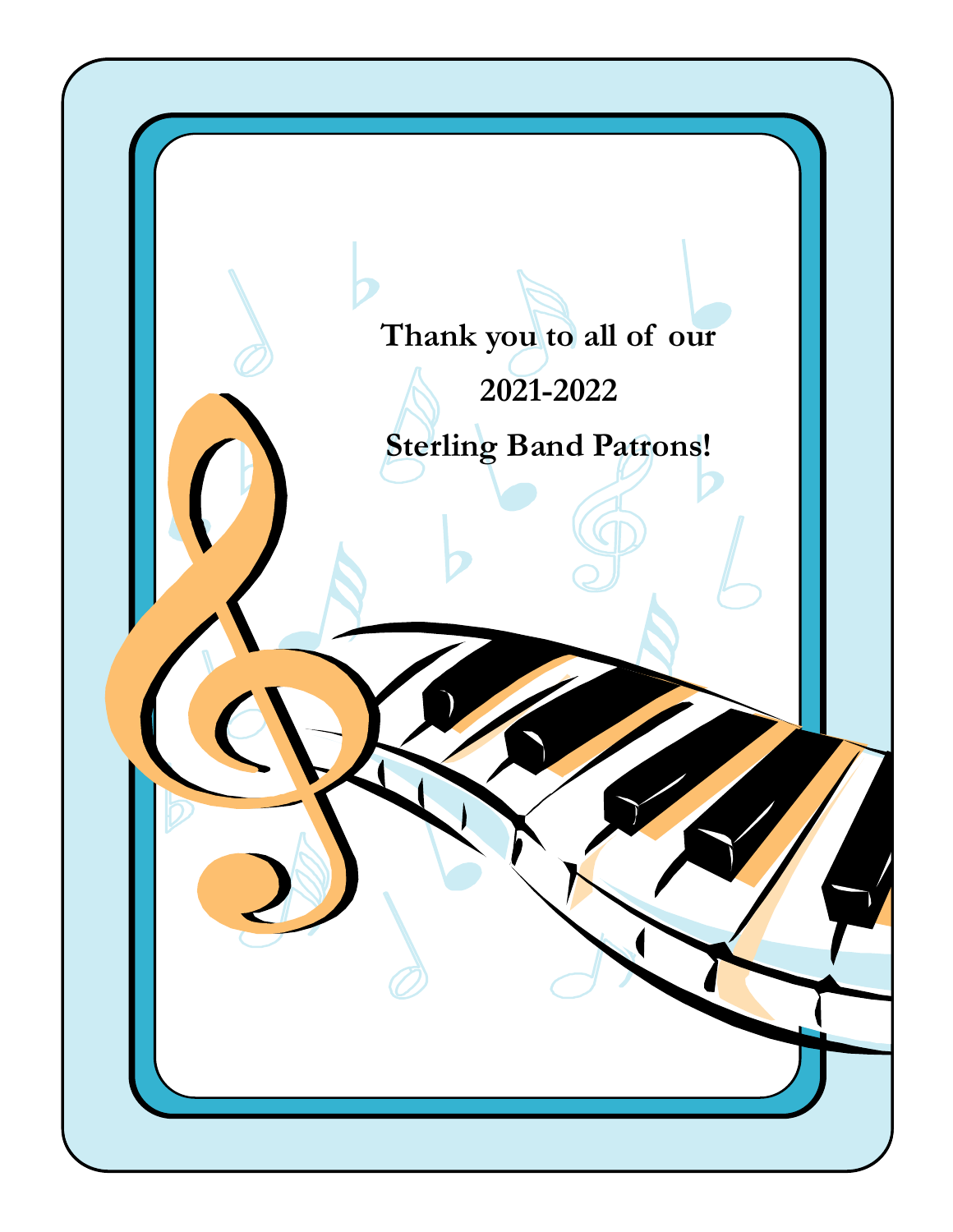**Thank you to all of our**

**2021-2022**

**Sterling Band Patrons!**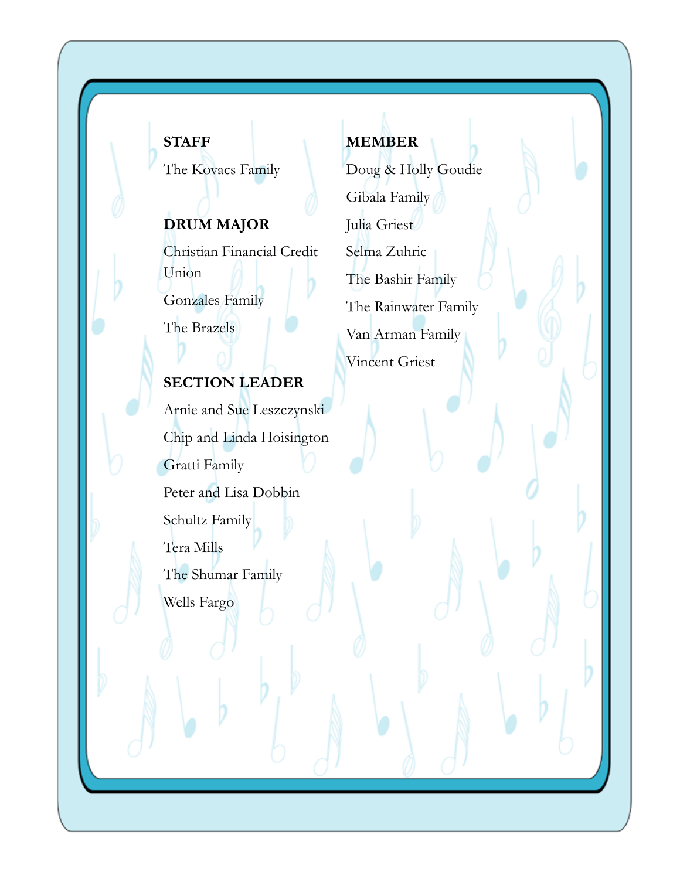**STAFF**

The Kovacs Family

**DRUM MAJOR**

Christian Financial Credit Union

Gonzales Family

The Brazels

**SECTION LEADER**

Arnie and Sue Leszczynski

Chip and Linda Hoisington

Gratti Family

Peter and Lisa Dobbin

Schultz Family

Tera Mills

The Shumar Family

Wells Fargo

**MEMBER**

Doug & Holly Goudie

Gibala Family

Julia Griest

Selma Zuhric

The Bashir Family

The Rainwater Family

Van Arman Family

Vincent Griest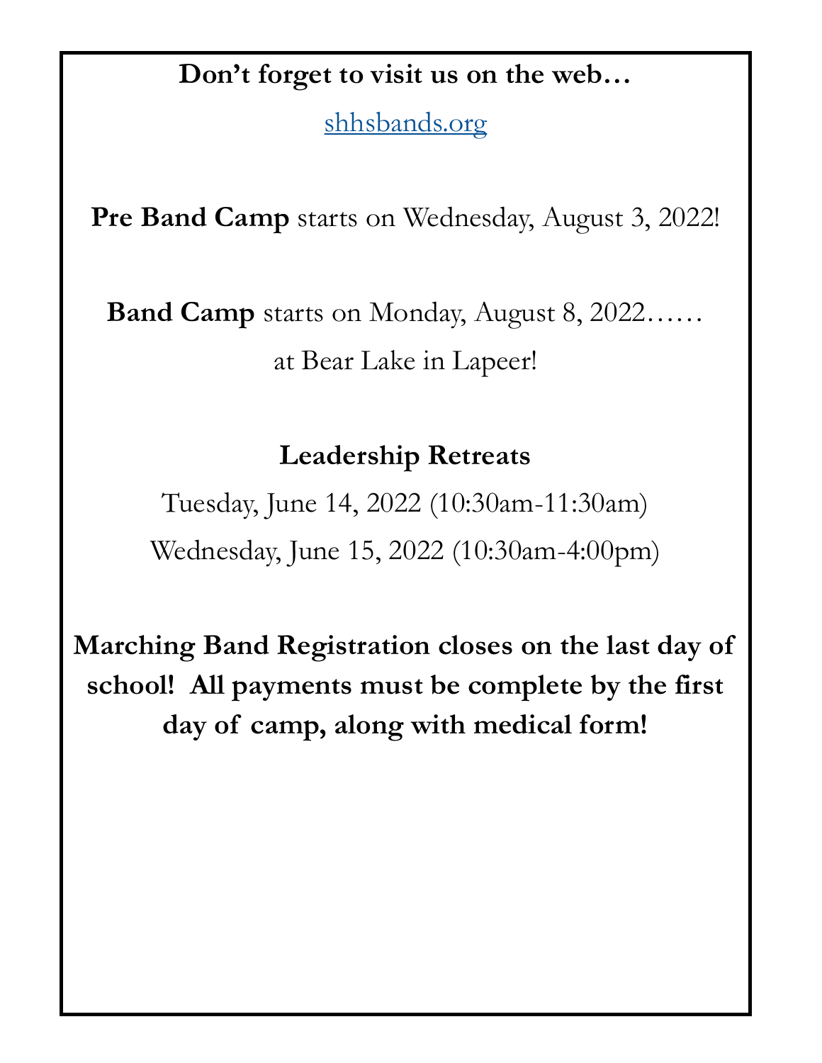**Don't forget to visit us on the web…**

shhsbands.org

**Pre Band Camp** starts on Wednesday, August 3, 2022!

**Band Camp** starts on Monday, August 8, 2022……

at Bear Lake in Lapeer!

**Leadership Retreats**

Tuesday, June 14, 2022 (10:30am-11:30am)

Wednesday, June 15, 2022 (10:30am-4:00pm)

**Marching Band Registration closes on the last day of school! All payments must be complete by the first day of camp, along with medical form!**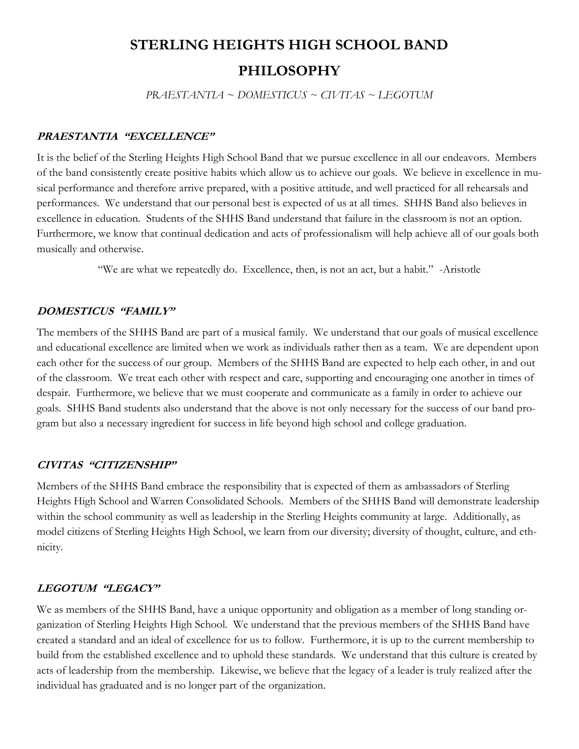# STERLING HEIGHTS HIGH SCHOOL BAND PHILOSOPHY

*PRAESTANTIA ~ DOMESTICUS ~ CIVITAS ~ LEGOTUM*

### ***PRAESTANTIA "EXCELLENCE"***

It is the belief of the Sterling Heights High School Band that we pursue excellence in all our endeavors. Members of the band consistently create positive habits which allow us to achieve our goals. We believe in excellence in musical performance and therefore arrive prepared, with a positive attitude, and well practiced for all rehearsals and performances. We understand that our personal best is expected of us at all times. SHHS Band also believes in excellence in education. Students of the SHHS Band understand that failure in the classroom is not an option. Furthermore, we know that continual dedication and acts of professionalism will help achieve all of our goals both musically and otherwise.

"We are what we repeatedly do. Excellence, then, is not an act, but a habit." -Aristotle

### ***DOMESTICUS "FAMILY"***

The members of the SHHS Band are part of a musical family. We understand that our goals of musical excellence and educational excellence are limited when we work as individuals rather then as a team. We are dependent upon each other for the success of our group. Members of the SHHS Band are expected to help each other, in and out of the classroom. We treat each other with respect and care, supporting and encouraging one another in times of despair. Furthermore, we believe that we must cooperate and communicate as a family in order to achieve our goals. SHHS Band students also understand that the above is not only necessary for the success of our band program but also a necessary ingredient for success in life beyond high school and college graduation.

### ***CIVITAS "CITIZENSHIP"***

Members of the SHHS Band embrace the responsibility that is expected of them as ambassadors of Sterling Heights High School and Warren Consolidated Schools. Members of the SHHS Band will demonstrate leadership within the school community as well as leadership in the Sterling Heights community at large. Additionally, as model citizens of Sterling Heights High School, we learn from our diversity; diversity of thought, culture, and ethnicity.

### ***LEGOTUM "LEGACY"***

We as members of the SHHS Band, have a unique opportunity and obligation as a member of long standing organization of Sterling Heights High School. We understand that the previous members of the SHHS Band have created a standard and an ideal of excellence for us to follow. Furthermore, it is up to the current membership to build from the established excellence and to uphold these standards. We understand that this culture is created by acts of leadership from the membership. Likewise, we believe that the legacy of a leader is truly realized after the individual has graduated and is no longer part of the organization.